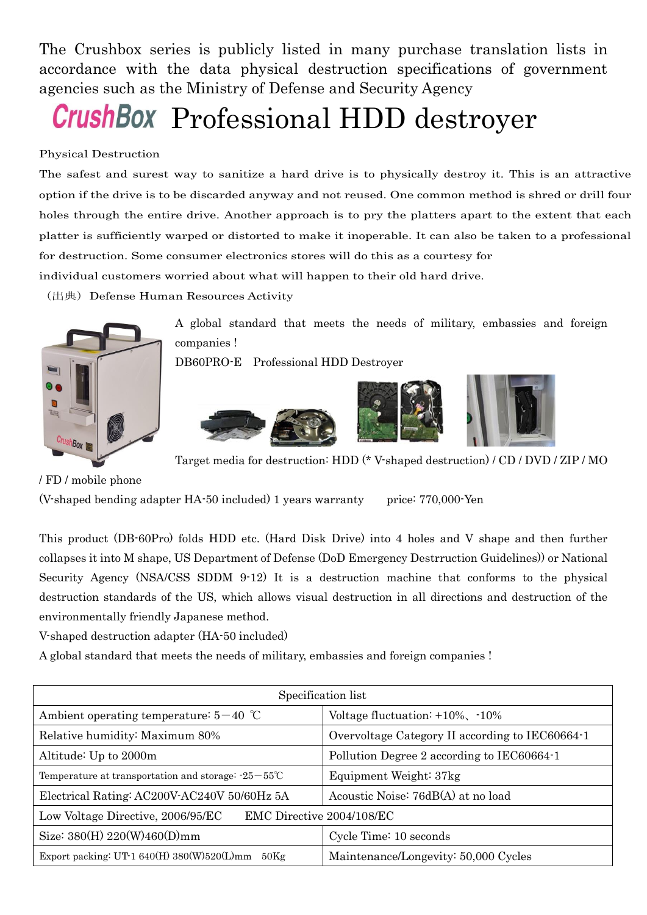The Crushbox series is publicly listed in many purchase translation lists in accordance with the data physical destruction specifications of government agencies such as the Ministry of Defense and Security Agency

# CrushBox Professional HDD destroyer

Physical Destruction

The safest and surest way to sanitize a hard drive is to physically destroy it. This is an attractive option if the drive is to be discarded anyway and not reused. One common method is shred or drill four holes through the entire drive. Another approach is to pry the platters apart to the extent that each platter is sufficiently warped or distorted to make it inoperable. It can also be taken to a professional for destruction. Some consumer electronics stores will do this as a courtesy for individual customers worried about what will happen to their old hard drive.

（出典）Defense Human Resources Activity

A global standard that meets the needs of military, embassies and foreign companies !

DB60PRO-E　Professional HDD Destroyer

Target media for destruction: HDD (* V-shaped destruction) / CD / DVD / ZIP / MO / FD / mobile phone

(V-shaped bending adapter HA-50 included) 1 years warranty　　price: 770,000-Yen

This product (DB-60Pro) folds HDD etc. (Hard Disk Drive) into 4 holes and V shape and then further collapses it into M shape, US Department of Defense (DoD Emergency Destrruction Guidelines)) or National Security Agency (NSA/CSS SDDM 9-12) It is a destruction machine that conforms to the physical destruction standards of the US, which allows visual destruction in all directions and destruction of the environmentally friendly Japanese method.

V-shaped destruction adapter (HA-50 included)

A global standard that meets the needs of military, embassies and foreign companies !

| Specification list | |
|---|---|
| Ambient operating temperature: 5－40 ℃ | Voltage fluctuation: +10%、-10% |
| Relative humidity: Maximum 80% | Overvoltage Category II according to IEC60664-1 |
| Altitude: Up to 2000m | Pollution Degree 2 according to IEC60664-1 |
| Temperature at transportation and storage: -25－55℃ | Equipment Weight: 37kg |
| Electrical Rating: AC200V-AC240V 50/60Hz 5A | Acoustic Noise: 76dB(A) at no load |
| Low Voltage Directive, 2006/95/EC　　EMC Directive 2004/108/EC | |
| Size: 380(H) 220(W)460(D)mm | Cycle Time: 10 seconds |
| Export packing: UT-1 640(H) 380(W)520(L)mm　50Kg | Maintenance/Longevity: 50,000 Cycles |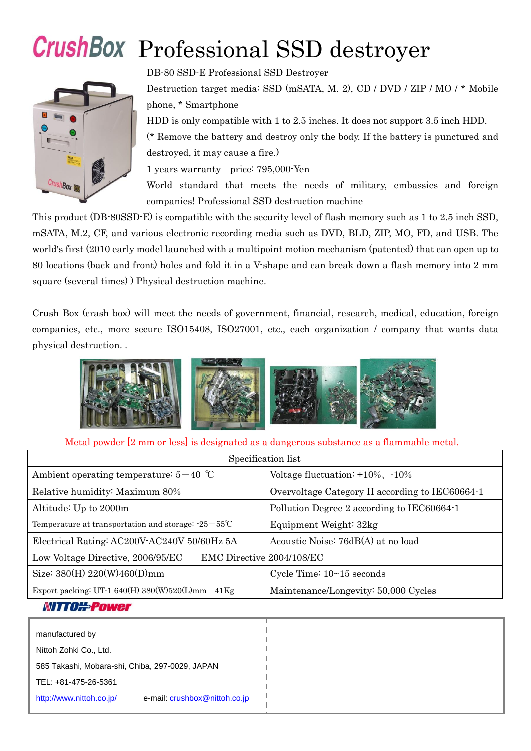# CrushBox Professional SSD destroyer

DB-80 SSD-E Professional SSD Destroyer

Destruction target media: SSD (mSATA, M. 2), CD / DVD / ZIP / MO / * Mobile phone, * Smartphone

HDD is only compatible with 1 to 2.5 inches. It does not support 3.5 inch HDD.

(* Remove the battery and destroy only the body. If the battery is punctured and destroyed, it may cause a fire.)

1 years warranty  price: 795,000-Yen

World standard that meets the needs of military, embassies and foreign companies! Professional SSD destruction machine

This product (DB-80SSD-E) is compatible with the security level of flash memory such as 1 to 2.5 inch SSD, mSATA, M.2, CF, and various electronic recording media such as DVD, BLD, ZIP, MO, FD, and USB. The world's first (2010 early model launched with a multipoint motion mechanism (patented) that can open up to 80 locations (back and front) holes and fold it in a V-shape and can break down a flash memory into 2 mm square (several times) ) Physical destruction machine.

Crush Box (crash box) will meet the needs of government, financial, research, medical, education, foreign companies, etc., more secure ISO15408, ISO27001, etc., each organization / company that wants data physical destruction. .

Metal powder [2 mm or less] is designated as a dangerous substance as a flammable metal.

| Specification list | |
|---|---|
| Ambient operating temperature: 5－40 ℃ | Voltage fluctuation: +10%、-10% |
| Relative humidity: Maximum 80% | Overvoltage Category II according to IEC60664-1 |
| Altitude: Up to 2000m | Pollution Degree 2 according to IEC60664-1 |
| Temperature at transportation and storage: -25－55℃ | Equipment Weight: 32kg |
| Electrical Rating: AC200V-AC240V 50/60Hz 5A | Acoustic Noise: 76dB(A) at no load |
| Low Voltage Directive, 2006/95/EC  EMC Directive 2004/108/EC | |
| Size: 380(H) 220(W)460(D)mm | Cycle Time: 10~15 seconds |
| Export packing: UT-1 640(H) 380(W)520(L)mm  41Kg | Maintenance/Longevity: 50,000 Cycles |

NITTOH-Power

manufactured by

Nittoh Zohki Co., Ltd.

585 Takashi, Mobara-shi, Chiba, 297-0029, JAPAN

TEL: +81-475-26-5361

http://www.nittoh.co.jp/  e-mail: crushbox@nittoh.co.jp